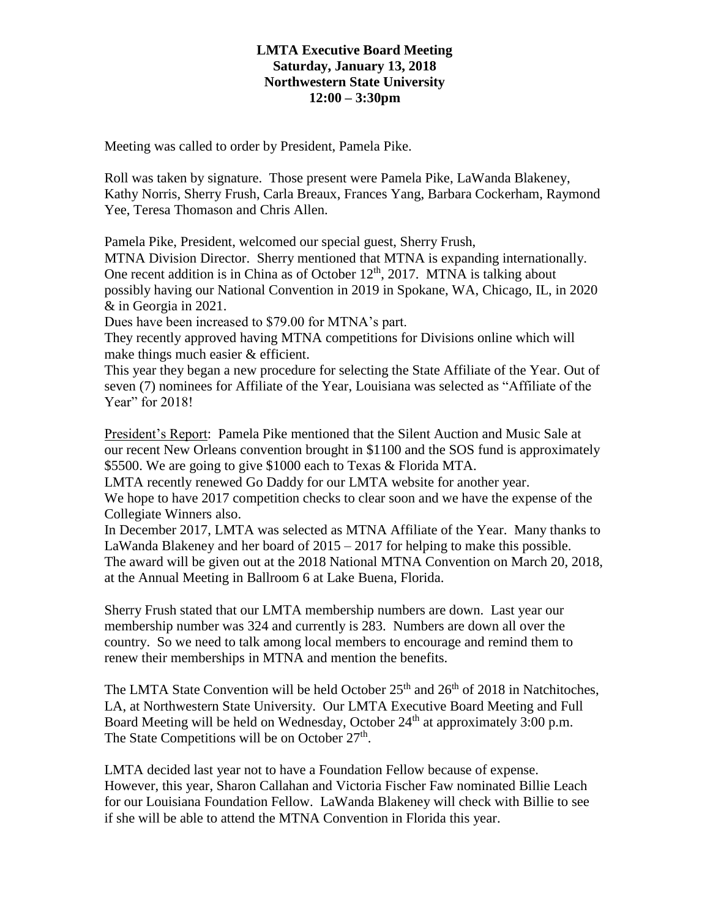**LMTA Executive Board Meeting**
**Saturday, January 13, 2018**
**Northwestern State University**
**12:00 – 3:30pm**

Meeting was called to order by President, Pamela Pike.

Roll was taken by signature. Those present were Pamela Pike, LaWanda Blakeney, Kathy Norris, Sherry Frush, Carla Breaux, Frances Yang, Barbara Cockerham, Raymond Yee, Teresa Thomason and Chris Allen.

Pamela Pike, President, welcomed our special guest, Sherry Frush, MTNA Division Director. Sherry mentioned that MTNA is expanding internationally. One recent addition is in China as of October 12th, 2017. MTNA is talking about possibly having our National Convention in 2019 in Spokane, WA, Chicago, IL, in 2020 & in Georgia in 2021.
Dues have been increased to $79.00 for MTNA's part.
They recently approved having MTNA competitions for Divisions online which will make things much easier & efficient.
This year they began a new procedure for selecting the State Affiliate of the Year. Out of seven (7) nominees for Affiliate of the Year, Louisiana was selected as "Affiliate of the Year" for 2018!

<u>President's Report</u>: Pamela Pike mentioned that the Silent Auction and Music Sale at our recent New Orleans convention brought in $1100 and the SOS fund is approximately $5500. We are going to give $1000 each to Texas & Florida MTA.
LMTA recently renewed Go Daddy for our LMTA website for another year.
We hope to have 2017 competition checks to clear soon and we have the expense of the Collegiate Winners also.
In December 2017, LMTA was selected as MTNA Affiliate of the Year. Many thanks to LaWanda Blakeney and her board of 2015 – 2017 for helping to make this possible. The award will be given out at the 2018 National MTNA Convention on March 20, 2018, at the Annual Meeting in Ballroom 6 at Lake Buena, Florida.

Sherry Frush stated that our LMTA membership numbers are down. Last year our membership number was 324 and currently is 283. Numbers are down all over the country. So we need to talk among local members to encourage and remind them to renew their memberships in MTNA and mention the benefits.

The LMTA State Convention will be held October 25th and 26th of 2018 in Natchitoches, LA, at Northwestern State University. Our LMTA Executive Board Meeting and Full Board Meeting will be held on Wednesday, October 24th at approximately 3:00 p.m. The State Competitions will be on October 27th.

LMTA decided last year not to have a Foundation Fellow because of expense. However, this year, Sharon Callahan and Victoria Fischer Faw nominated Billie Leach for our Louisiana Foundation Fellow. LaWanda Blakeney will check with Billie to see if she will be able to attend the MTNA Convention in Florida this year.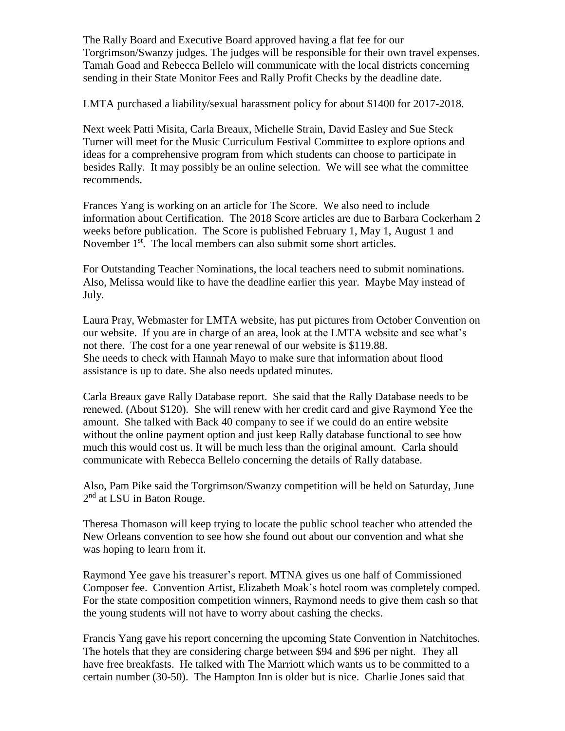The Rally Board and Executive Board approved having a flat fee for our Torgrimson/Swanzy judges. The judges will be responsible for their own travel expenses. Tamah Goad and Rebecca Bellelo will communicate with the local districts concerning sending in their State Monitor Fees and Rally Profit Checks by the deadline date.

LMTA purchased a liability/sexual harassment policy for about $1400 for 2017-2018.

Next week Patti Misita, Carla Breaux, Michelle Strain, David Easley and Sue Steck Turner will meet for the Music Curriculum Festival Committee to explore options and ideas for a comprehensive program from which students can choose to participate in besides Rally. It may possibly be an online selection. We will see what the committee recommends.

Frances Yang is working on an article for The Score. We also need to include information about Certification. The 2018 Score articles are due to Barbara Cockerham 2 weeks before publication. The Score is published February 1, May 1, August 1 and November 1st. The local members can also submit some short articles.

For Outstanding Teacher Nominations, the local teachers need to submit nominations. Also, Melissa would like to have the deadline earlier this year. Maybe May instead of July.

Laura Pray, Webmaster for LMTA website, has put pictures from October Convention on our website. If you are in charge of an area, look at the LMTA website and see what's not there. The cost for a one year renewal of our website is $119.88. She needs to check with Hannah Mayo to make sure that information about flood assistance is up to date. She also needs updated minutes.

Carla Breaux gave Rally Database report. She said that the Rally Database needs to be renewed. (About $120). She will renew with her credit card and give Raymond Yee the amount. She talked with Back 40 company to see if we could do an entire website without the online payment option and just keep Rally database functional to see how much this would cost us. It will be much less than the original amount. Carla should communicate with Rebecca Bellelo concerning the details of Rally database.

Also, Pam Pike said the Torgrimson/Swanzy competition will be held on Saturday, June 2nd at LSU in Baton Rouge.

Theresa Thomason will keep trying to locate the public school teacher who attended the New Orleans convention to see how she found out about our convention and what she was hoping to learn from it.

Raymond Yee gave his treasurer's report. MTNA gives us one half of Commissioned Composer fee. Convention Artist, Elizabeth Moak's hotel room was completely comped. For the state composition competition winners, Raymond needs to give them cash so that the young students will not have to worry about cashing the checks.

Francis Yang gave his report concerning the upcoming State Convention in Natchitoches. The hotels that they are considering charge between $94 and $96 per night. They all have free breakfasts. He talked with The Marriott which wants us to be committed to a certain number (30-50). The Hampton Inn is older but is nice. Charlie Jones said that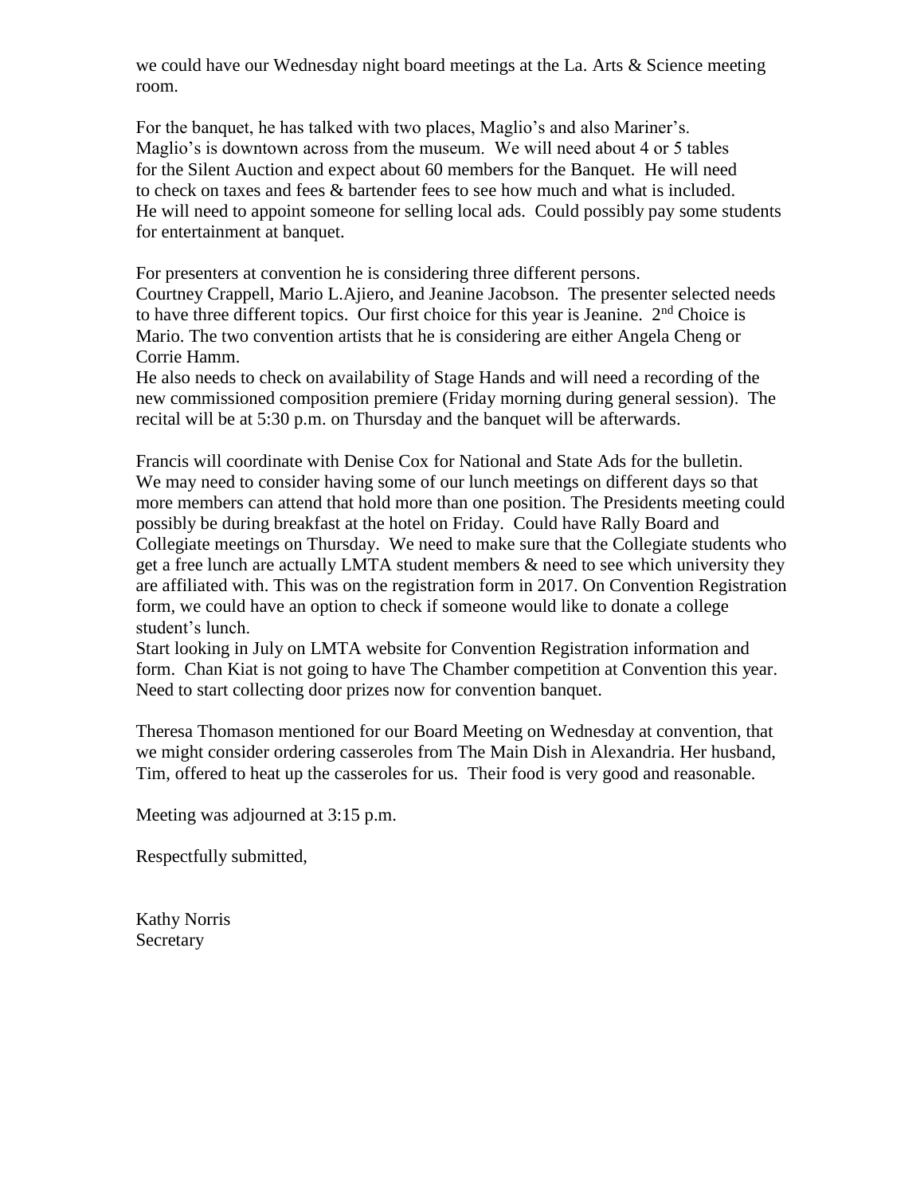we could have our Wednesday night board meetings at the La. Arts & Science meeting room.

For the banquet, he has talked with two places, Maglio's and also Mariner's. Maglio's is downtown across from the museum. We will need about 4 or 5 tables for the Silent Auction and expect about 60 members for the Banquet. He will need to check on taxes and fees & bartender fees to see how much and what is included. He will need to appoint someone for selling local ads. Could possibly pay some students for entertainment at banquet.

For presenters at convention he is considering three different persons. Courtney Crappell, Mario L.Ajiero, and Jeanine Jacobson. The presenter selected needs to have three different topics. Our first choice for this year is Jeanine. 2nd Choice is Mario. The two convention artists that he is considering are either Angela Cheng or Corrie Hamm.
He also needs to check on availability of Stage Hands and will need a recording of the new commissioned composition premiere (Friday morning during general session). The recital will be at 5:30 p.m. on Thursday and the banquet will be afterwards.

Francis will coordinate with Denise Cox for National and State Ads for the bulletin. We may need to consider having some of our lunch meetings on different days so that more members can attend that hold more than one position. The Presidents meeting could possibly be during breakfast at the hotel on Friday. Could have Rally Board and Collegiate meetings on Thursday. We need to make sure that the Collegiate students who get a free lunch are actually LMTA student members & need to see which university they are affiliated with. This was on the registration form in 2017. On Convention Registration form, we could have an option to check if someone would like to donate a college student's lunch.
Start looking in July on LMTA website for Convention Registration information and form. Chan Kiat is not going to have The Chamber competition at Convention this year. Need to start collecting door prizes now for convention banquet.

Theresa Thomason mentioned for our Board Meeting on Wednesday at convention, that we might consider ordering casseroles from The Main Dish in Alexandria. Her husband, Tim, offered to heat up the casseroles for us. Their food is very good and reasonable.

Meeting was adjourned at 3:15 p.m.

Respectfully submitted,

Kathy Norris
Secretary